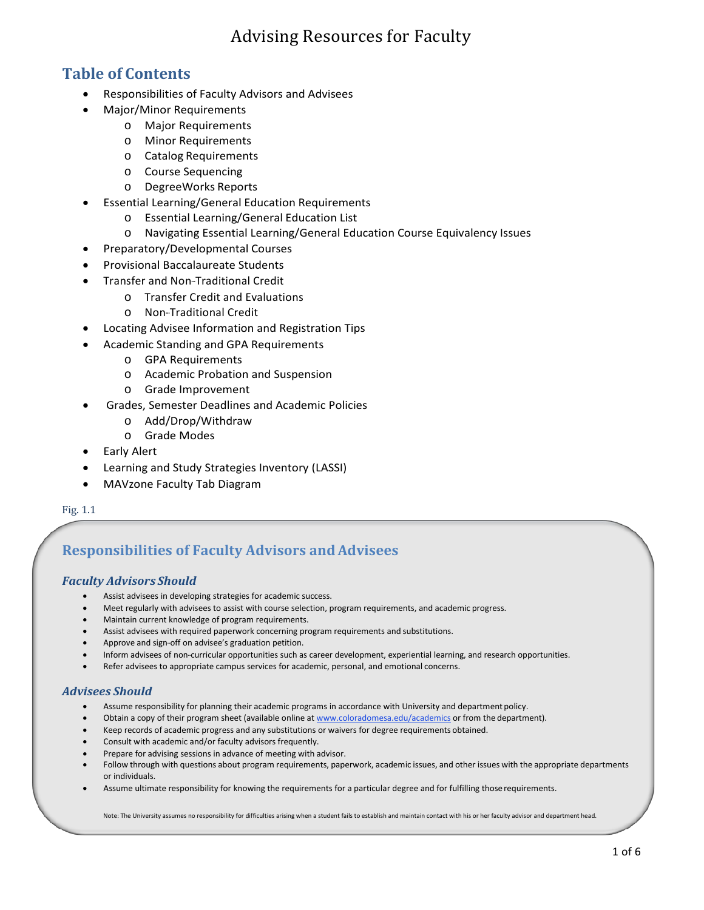# Advising Resources for Faculty

## Table of Contents

- Responsibilities of Faculty Advisors and Advisees
- Major/Minor Requirements
  - Major Requirements
  - Minor Requirements
  - Catalog Requirements
  - Course Sequencing
  - DegreeWorks Reports
- Essential Learning/General Education Requirements
  - Essential Learning/General Education List
  - Navigating Essential Learning/General Education Course Equivalency Issues
- Preparatory/Developmental Courses
- Provisional Baccalaureate Students
- Transfer and Non-Traditional Credit
  - Transfer Credit and Evaluations
  - Non-Traditional Credit
- Locating Advisee Information and Registration Tips
- Academic Standing and GPA Requirements
  - GPA Requirements
  - Academic Probation and Suspension
  - Grade Improvement
- Grades, Semester Deadlines and Academic Policies
  - Add/Drop/Withdraw
  - Grade Modes
- Early Alert
- Learning and Study Strategies Inventory (LASSI)
- MAVzone Faculty Tab Diagram

Fig. 1.1

## Responsibilities of Faculty Advisors and Advisees

### *Faculty Advisors Should*

- Assist advisees in developing strategies for academic success.
- Meet regularly with advisees to assist with course selection, program requirements, and academic progress.
- Maintain current knowledge of program requirements.
- Assist advisees with required paperwork concerning program requirements and substitutions.
- Approve and sign-off on advisee's graduation petition.
- Inform advisees of non-curricular opportunities such as career development, experiential learning, and research opportunities.
- Refer advisees to appropriate campus services for academic, personal, and emotional concerns.

### *Advisees Should*

- Assume responsibility for planning their academic programs in accordance with University and department policy.
- Obtain a copy of their program sheet (available online at www.coloradomesa.edu/academics or from the department).
- Keep records of academic progress and any substitutions or waivers for degree requirements obtained.
- Consult with academic and/or faculty advisors frequently.
- Prepare for advising sessions in advance of meeting with advisor.
- Follow through with questions about program requirements, paperwork, academic issues, and other issues with the appropriate departments or individuals.
- Assume ultimate responsibility for knowing the requirements for a particular degree and for fulfilling those requirements.

Note: The University assumes no responsibility for difficulties arising when a student fails to establish and maintain contact with his or her faculty advisor and department head.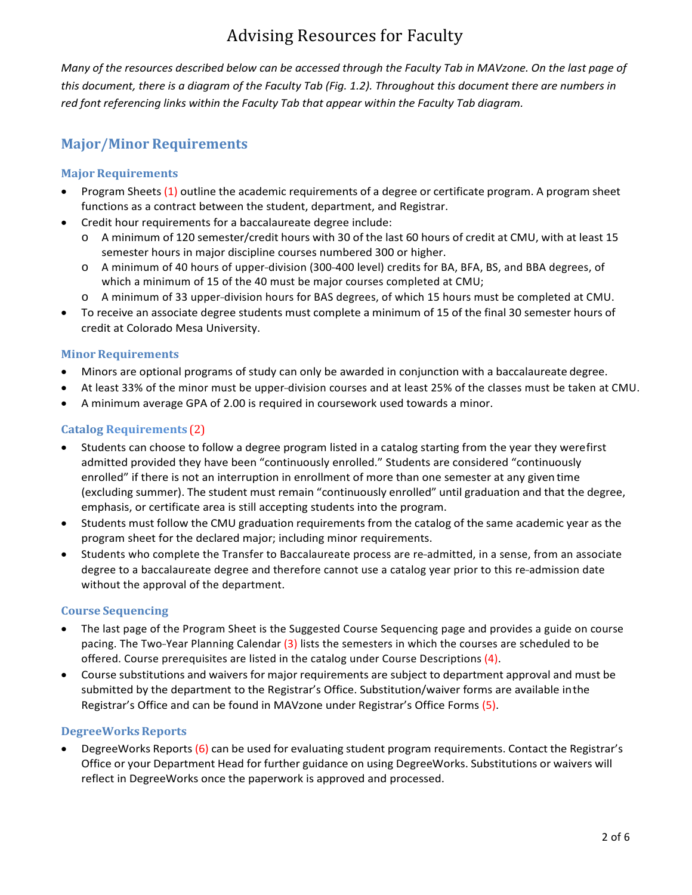# Advising Resources for Faculty

*Many of the resources described below can be accessed through the Faculty Tab in MAVzone. On the last page of this document, there is a diagram of the Faculty Tab (Fig. 1.2). Throughout this document there are numbers in red font referencing links within the Faculty Tab that appear within the Faculty Tab diagram.*

## Major/Minor Requirements

### Major Requirements

- Program Sheets (1) outline the academic requirements of a degree or certificate program. A program sheet functions as a contract between the student, department, and Registrar.
- Credit hour requirements for a baccalaureate degree include:
  - A minimum of 120 semester/credit hours with 30 of the last 60 hours of credit at CMU, with at least 15 semester hours in major discipline courses numbered 300 or higher.
  - A minimum of 40 hours of upper-division (300-400 level) credits for BA, BFA, BS, and BBA degrees, of which a minimum of 15 of the 40 must be major courses completed at CMU;
  - A minimum of 33 upper-division hours for BAS degrees, of which 15 hours must be completed at CMU.
- To receive an associate degree students must complete a minimum of 15 of the final 30 semester hours of credit at Colorado Mesa University.

### Minor Requirements

- Minors are optional programs of study can only be awarded in conjunction with a baccalaureate degree.
- At least 33% of the minor must be upper-division courses and at least 25% of the classes must be taken at CMU.
- A minimum average GPA of 2.00 is required in coursework used towards a minor.

### Catalog Requirements (2)

- Students can choose to follow a degree program listed in a catalog starting from the year they were first admitted provided they have been "continuously enrolled." Students are considered "continuously enrolled" if there is not an interruption in enrollment of more than one semester at any given time (excluding summer). The student must remain "continuously enrolled" until graduation and that the degree, emphasis, or certificate area is still accepting students into the program.
- Students must follow the CMU graduation requirements from the catalog of the same academic year as the program sheet for the declared major; including minor requirements.
- Students who complete the Transfer to Baccalaureate process are re-admitted, in a sense, from an associate degree to a baccalaureate degree and therefore cannot use a catalog year prior to this re-admission date without the approval of the department.

### Course Sequencing

- The last page of the Program Sheet is the Suggested Course Sequencing page and provides a guide on course pacing. The Two-Year Planning Calendar (3) lists the semesters in which the courses are scheduled to be offered. Course prerequisites are listed in the catalog under Course Descriptions (4).
- Course substitutions and waivers for major requirements are subject to department approval and must be submitted by the department to the Registrar's Office. Substitution/waiver forms are available in the Registrar's Office and can be found in MAVzone under Registrar's Office Forms (5).

### DegreeWorks Reports

- DegreeWorks Reports (6) can be used for evaluating student program requirements. Contact the Registrar's Office or your Department Head for further guidance on using DegreeWorks. Substitutions or waivers will reflect in DegreeWorks once the paperwork is approved and processed.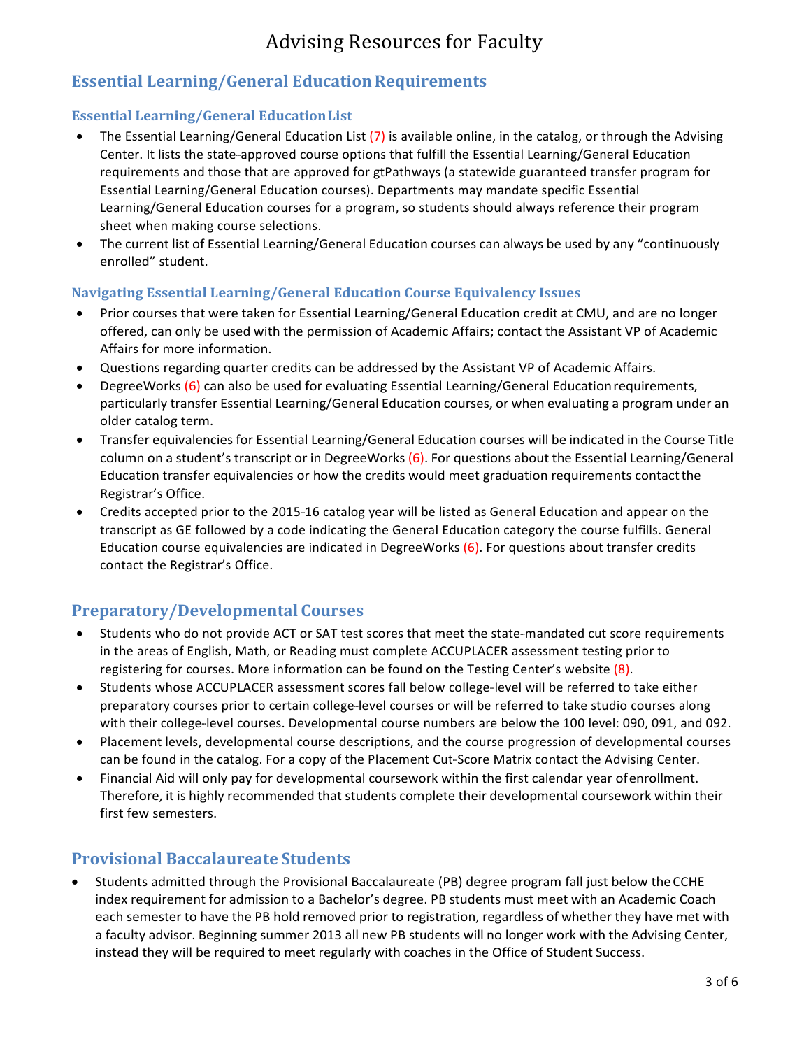## Essential Learning/General Education Requirements

### Essential Learning/General Education List

- The Essential Learning/General Education List (7) is available online, in the catalog, or through the Advising Center. It lists the state-approved course options that fulfill the Essential Learning/General Education requirements and those that are approved for gtPathways (a statewide guaranteed transfer program for Essential Learning/General Education courses). Departments may mandate specific Essential Learning/General Education courses for a program, so students should always reference their program sheet when making course selections.
- The current list of Essential Learning/General Education courses can always be used by any "continuously enrolled" student.

### Navigating Essential Learning/General Education Course Equivalency Issues

- Prior courses that were taken for Essential Learning/General Education credit at CMU, and are no longer offered, can only be used with the permission of Academic Affairs; contact the Assistant VP of Academic Affairs for more information.
- Questions regarding quarter credits can be addressed by the Assistant VP of Academic Affairs.
- DegreeWorks (6) can also be used for evaluating Essential Learning/General Education requirements, particularly transfer Essential Learning/General Education courses, or when evaluating a program under an older catalog term.
- Transfer equivalencies for Essential Learning/General Education courses will be indicated in the Course Title column on a student's transcript or in DegreeWorks (6). For questions about the Essential Learning/General Education transfer equivalencies or how the credits would meet graduation requirements contact the Registrar's Office.
- Credits accepted prior to the 2015-16 catalog year will be listed as General Education and appear on the transcript as GE followed by a code indicating the General Education category the course fulfills. General Education course equivalencies are indicated in DegreeWorks (6). For questions about transfer credits contact the Registrar's Office.

## Preparatory/Developmental Courses

- Students who do not provide ACT or SAT test scores that meet the state-mandated cut score requirements in the areas of English, Math, or Reading must complete ACCUPLACER assessment testing prior to registering for courses. More information can be found on the Testing Center's website (8).
- Students whose ACCUPLACER assessment scores fall below college-level will be referred to take either preparatory courses prior to certain college-level courses or will be referred to take studio courses along with their college-level courses. Developmental course numbers are below the 100 level: 090, 091, and 092.
- Placement levels, developmental course descriptions, and the course progression of developmental courses can be found in the catalog. For a copy of the Placement Cut-Score Matrix contact the Advising Center.
- Financial Aid will only pay for developmental coursework within the first calendar year of enrollment. Therefore, it is highly recommended that students complete their developmental coursework within their first few semesters.

## Provisional Baccalaureate Students

- Students admitted through the Provisional Baccalaureate (PB) degree program fall just below the CCHE index requirement for admission to a Bachelor's degree. PB students must meet with an Academic Coach each semester to have the PB hold removed prior to registration, regardless of whether they have met with a faculty advisor. Beginning summer 2013 all new PB students will no longer work with the Advising Center, instead they will be required to meet regularly with coaches in the Office of Student Success.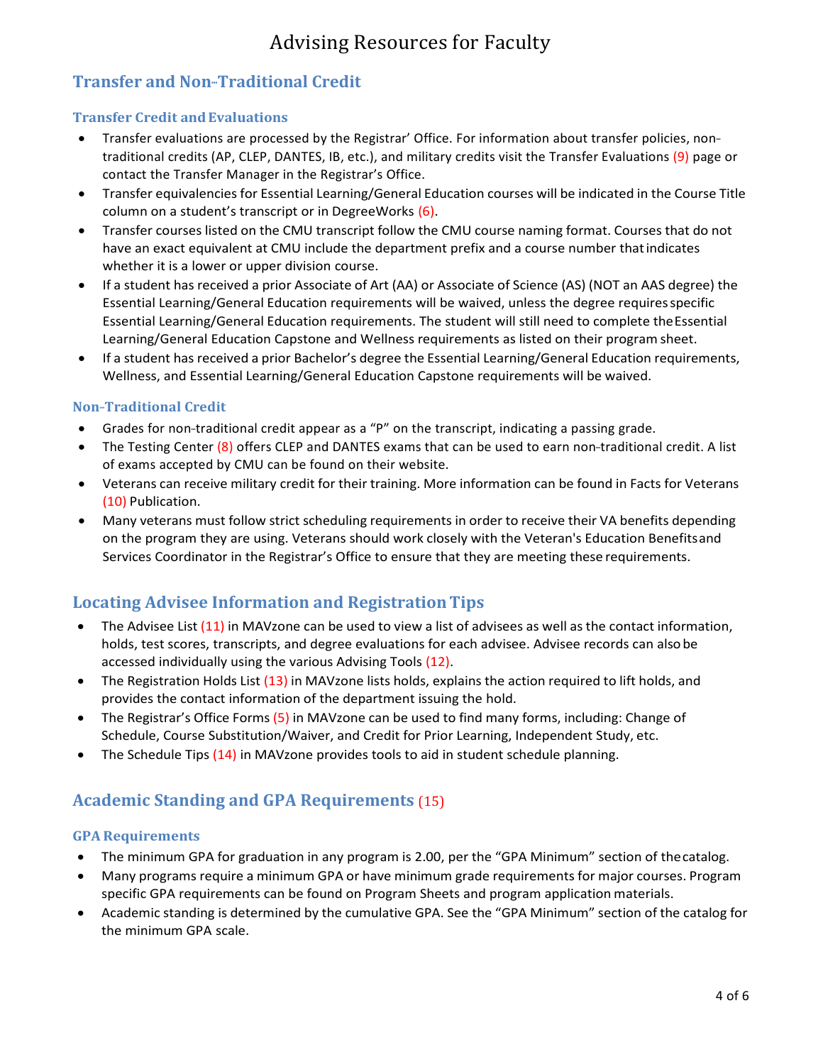## Transfer and Non-Traditional Credit

### Transfer Credit and Evaluations

- Transfer evaluations are processed by the Registrar' Office. For information about transfer policies, non-traditional credits (AP, CLEP, DANTES, IB, etc.), and military credits visit the Transfer Evaluations (9) page or contact the Transfer Manager in the Registrar's Office.
- Transfer equivalencies for Essential Learning/General Education courses will be indicated in the Course Title column on a student's transcript or in DegreeWorks (6).
- Transfer courses listed on the CMU transcript follow the CMU course naming format. Courses that do not have an exact equivalent at CMU include the department prefix and a course number that indicates whether it is a lower or upper division course.
- If a student has received a prior Associate of Art (AA) or Associate of Science (AS) (NOT an AAS degree) the Essential Learning/General Education requirements will be waived, unless the degree requires specific Essential Learning/General Education requirements. The student will still need to complete the Essential Learning/General Education Capstone and Wellness requirements as listed on their program sheet.
- If a student has received a prior Bachelor's degree the Essential Learning/General Education requirements, Wellness, and Essential Learning/General Education Capstone requirements will be waived.

### Non-Traditional Credit

- Grades for non-traditional credit appear as a "P" on the transcript, indicating a passing grade.
- The Testing Center (8) offers CLEP and DANTES exams that can be used to earn non-traditional credit. A list of exams accepted by CMU can be found on their website.
- Veterans can receive military credit for their training. More information can be found in Facts for Veterans (10) Publication.
- Many veterans must follow strict scheduling requirements in order to receive their VA benefits depending on the program they are using. Veterans should work closely with the Veteran's Education Benefits and Services Coordinator in the Registrar's Office to ensure that they are meeting these requirements.

## Locating Advisee Information and Registration Tips

- The Advisee List (11) in MAVzone can be used to view a list of advisees as well as the contact information, holds, test scores, transcripts, and degree evaluations for each advisee. Advisee records can also be accessed individually using the various Advising Tools (12).
- The Registration Holds List (13) in MAVzone lists holds, explains the action required to lift holds, and provides the contact information of the department issuing the hold.
- The Registrar's Office Forms (5) in MAVzone can be used to find many forms, including: Change of Schedule, Course Substitution/Waiver, and Credit for Prior Learning, Independent Study, etc.
- The Schedule Tips (14) in MAVzone provides tools to aid in student schedule planning.

## Academic Standing and GPA Requirements (15)

### GPA Requirements

- The minimum GPA for graduation in any program is 2.00, per the "GPA Minimum" section of the catalog.
- Many programs require a minimum GPA or have minimum grade requirements for major courses. Program specific GPA requirements can be found on Program Sheets and program application materials.
- Academic standing is determined by the cumulative GPA. See the "GPA Minimum" section of the catalog for the minimum GPA scale.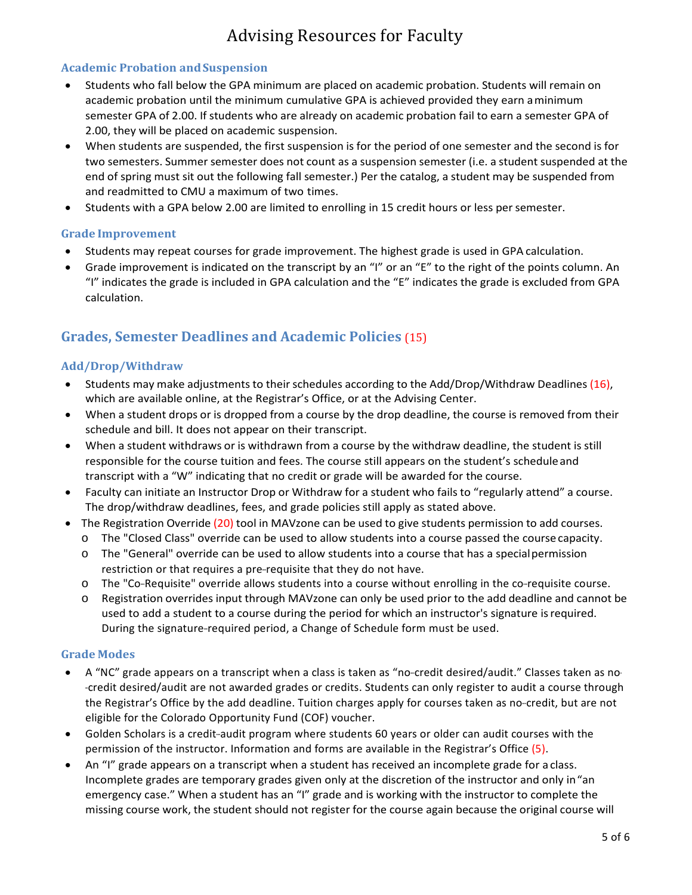### Academic Probation and Suspension

- Students who fall below the GPA minimum are placed on academic probation. Students will remain on academic probation until the minimum cumulative GPA is achieved provided they earn a minimum semester GPA of 2.00. If students who are already on academic probation fail to earn a semester GPA of 2.00, they will be placed on academic suspension.
- When students are suspended, the first suspension is for the period of one semester and the second is for two semesters. Summer semester does not count as a suspension semester (i.e. a student suspended at the end of spring must sit out the following fall semester.) Per the catalog, a student may be suspended from and readmitted to CMU a maximum of two times.
- Students with a GPA below 2.00 are limited to enrolling in 15 credit hours or less per semester.

### Grade Improvement

- Students may repeat courses for grade improvement. The highest grade is used in GPA calculation.
- Grade improvement is indicated on the transcript by an "I" or an "E" to the right of the points column. An "I" indicates the grade is included in GPA calculation and the "E" indicates the grade is excluded from GPA calculation.

## Grades, Semester Deadlines and Academic Policies (15)

### Add/Drop/Withdraw

- Students may make adjustments to their schedules according to the Add/Drop/Withdraw Deadlines (16), which are available online, at the Registrar's Office, or at the Advising Center.
- When a student drops or is dropped from a course by the drop deadline, the course is removed from their schedule and bill. It does not appear on their transcript.
- When a student withdraws or is withdrawn from a course by the withdraw deadline, the student is still responsible for the course tuition and fees. The course still appears on the student's schedule and transcript with a "W" indicating that no credit or grade will be awarded for the course.
- Faculty can initiate an Instructor Drop or Withdraw for a student who fails to "regularly attend" a course. The drop/withdraw deadlines, fees, and grade policies still apply as stated above.
- The Registration Override (20) tool in MAVzone can be used to give students permission to add courses.
  - The "Closed Class" override can be used to allow students into a course passed the course capacity.
  - The "General" override can be used to allow students into a course that has a special permission restriction or that requires a pre-requisite that they do not have.
  - The "Co-Requisite" override allows students into a course without enrolling in the co-requisite course.
  - Registration overrides input through MAVzone can only be used prior to the add deadline and cannot be used to add a student to a course during the period for which an instructor's signature is required. During the signature-required period, a Change of Schedule form must be used.

### Grade Modes

- A "NC" grade appears on a transcript when a class is taken as "no-credit desired/audit." Classes taken as no-credit desired/audit are not awarded grades or credits. Students can only register to audit a course through the Registrar's Office by the add deadline. Tuition charges apply for courses taken as no-credit, but are not eligible for the Colorado Opportunity Fund (COF) voucher.
- Golden Scholars is a credit-audit program where students 60 years or older can audit courses with the permission of the instructor. Information and forms are available in the Registrar's Office (5).
- An "I" grade appears on a transcript when a student has received an incomplete grade for a class. Incomplete grades are temporary grades given only at the discretion of the instructor and only in "an emergency case." When a student has an "I" grade and is working with the instructor to complete the missing course work, the student should not register for the course again because the original course will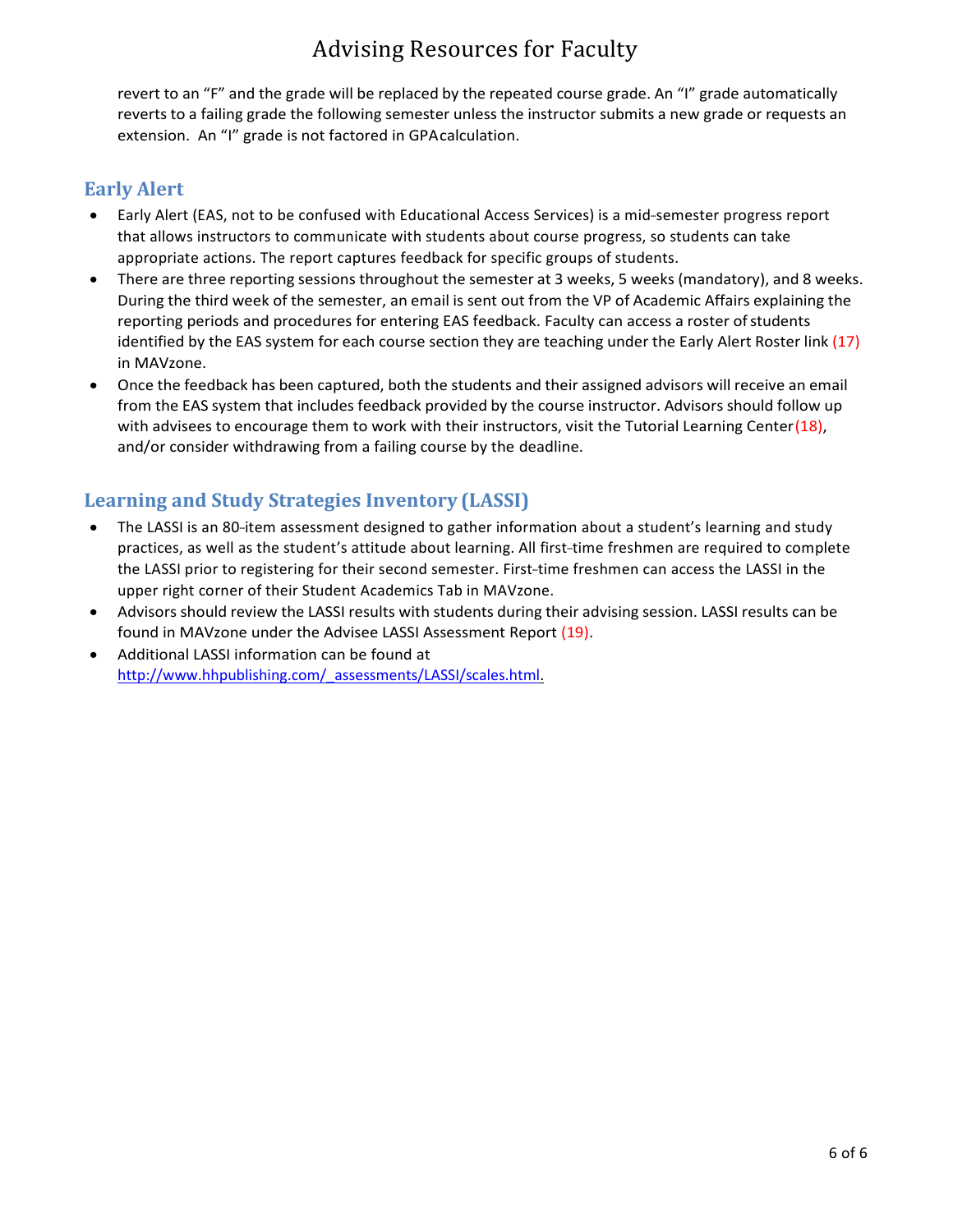revert to an "F" and the grade will be replaced by the repeated course grade. An "I" grade automatically reverts to a failing grade the following semester unless the instructor submits a new grade or requests an extension. An "I" grade is not factored in GPA calculation.

## Early Alert

- Early Alert (EAS, not to be confused with Educational Access Services) is a mid-semester progress report that allows instructors to communicate with students about course progress, so students can take appropriate actions. The report captures feedback for specific groups of students.
- There are three reporting sessions throughout the semester at 3 weeks, 5 weeks (mandatory), and 8 weeks. During the third week of the semester, an email is sent out from the VP of Academic Affairs explaining the reporting periods and procedures for entering EAS feedback. Faculty can access a roster of students identified by the EAS system for each course section they are teaching under the Early Alert Roster link (17) in MAVzone.
- Once the feedback has been captured, both the students and their assigned advisors will receive an email from the EAS system that includes feedback provided by the course instructor. Advisors should follow up with advisees to encourage them to work with their instructors, visit the Tutorial Learning Center (18), and/or consider withdrawing from a failing course by the deadline.

## Learning and Study Strategies Inventory (LASSI)

- The LASSI is an 80-item assessment designed to gather information about a student's learning and study practices, as well as the student's attitude about learning. All first-time freshmen are required to complete the LASSI prior to registering for their second semester. First-time freshmen can access the LASSI in the upper right corner of their Student Academics Tab in MAVzone.
- Advisors should review the LASSI results with students during their advising session. LASSI results can be found in MAVzone under the Advisee LASSI Assessment Report (19).
- Additional LASSI information can be found at http://www.hhpublishing.com/_assessments/LASSI/scales.html.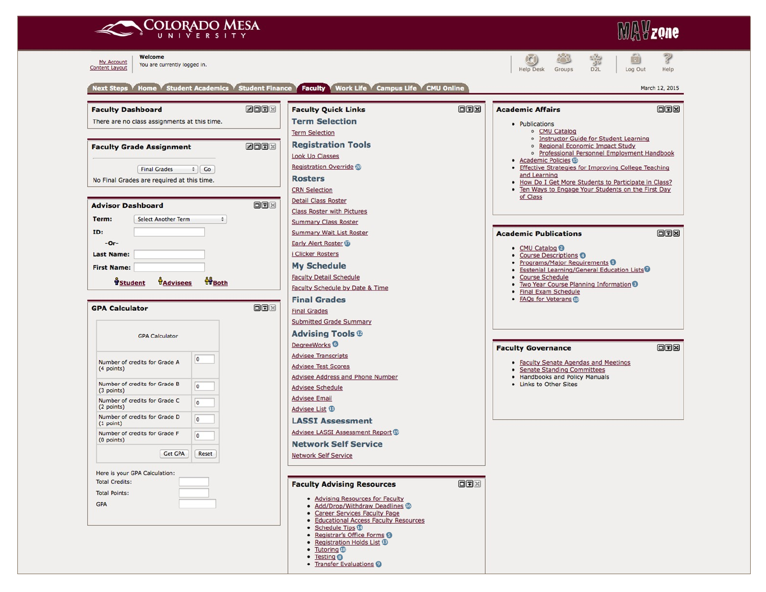COLORADO MESA UNIVERSITY

MAVzone

My Account
Content Layout

**Welcome**
You are currently logged in.

Help Desk | Groups | D2L | Log Out | Help

Next Steps | Home | Student Academics | Student Finance | Faculty | Work Life | Campus Life | CMU Online

March 12, 2015

## Faculty Dashboard

There are no class assignments at this time.

## Faculty Grade Assignment

Final Grades | Go

No Final Grades are required at this time.

## Advisor Dashboard

**Term:** Select Another Term

**ID:**

-Or-

**Last Name:**

**First Name:**

Student | Advisees | Both

## GPA Calculator

| GPA Calculator | |
|---|---|
| Number of credits for Grade A (4 points) | 0 |
| Number of credits for Grade B (3 points) | 0 |
| Number of credits for Grade C (2 points) | 0 |
| Number of credits for Grade D (1 point) | 0 |
| Number of credits for Grade F (0 points) | 0 |
| Get GPA | Reset |

Here is your GPA Calculation:

Total Credits:

Total Points:

GPA

## Faculty Quick Links

### Term Selection

Term Selection

### Registration Tools

Look Up Classes

Registration Override 20

### Rosters

CRN Selection

Detail Class Roster

Class Roster with Pictures

Summary Class Roster

Summary Wait List Roster

Early Alert Roster 17

i Clicker Rosters

### My Schedule

Faculty Detail Schedule

Faculty Schedule by Date & Time

### Final Grades

Final Grades

Submitted Grade Summary

### Advising Tools 12

DegreeWorks 6

Advisee Transcripts

Advisee Test Scores

Advisee Address and Phone Number

Advisee Schedule

Advisee Email

Advisee List 11

### LASSI Assessment

Advisee LASSI Assessment Report 19

### Network Self Service

Network Self Service

## Faculty Advising Resources

- Advising Resources for Faculty
- Add/Drop/Withdraw Deadlines 16
- Career Services Faculty Page
- Educational Access Faculty Resources
- Schedule Tips 14
- Registrar's Office Forms 5
- Registration Holds List 13
- Tutoring 18
- Testing 8
- Transfer Evaluations 9

## Academic Affairs

- Publications
  - CMU Catalog
  - Instructor Guide for Student Learning
  - Regional Economic Impact Study
  - Professional Personnel Employment Handbook
- Academic Policies 15
- Effective Strategies for Improving College Teaching and Learning
- How Do I Get More Students to Participate in Class?
- Ten Ways to Engage Your Students on the First Day of Class

## Academic Publications

- CMU Catalog 2
- Course Descriptions 4
- Programs/Major Requirements 1
- Essential Learning/General Education Lists 7
- Course Schedule
- Two Year Course Planning Information 3
- Final Exam Schedule
- FAQs for Veterans 10

## Faculty Governance

- Faculty Senate Agendas and Meetings
- Senate Standing Committees
- Handbooks and Policy Manuals
- Links to Other Sites